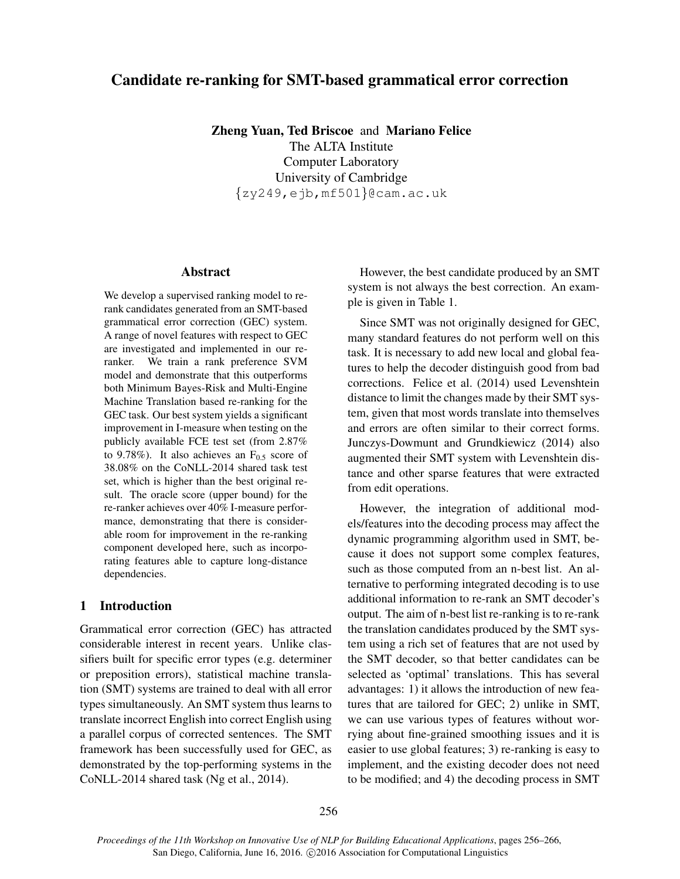# Candidate re-ranking for SMT-based grammatical error correction

**Zheng Yuan, Ted Briscoe** and **Mariano Felice**
The ALTA Institute
Computer Laboratory
University of Cambridge
{zy249,ejb,mf501}@cam.ac.uk

## Abstract

We develop a supervised ranking model to re-rank candidates generated from an SMT-based grammatical error correction (GEC) system. A range of novel features with respect to GEC are investigated and implemented in our re-ranker. We train a rank preference SVM model and demonstrate that this outperforms both Minimum Bayes-Risk and Multi-Engine Machine Translation based re-ranking for the GEC task. Our best system yields a significant improvement in I-measure when testing on the publicly available FCE test set (from 2.87% to 9.78%). It also achieves an $F_{0.5}$ score of 38.08% on the CoNLL-2014 shared task test set, which is higher than the best original result. The oracle score (upper bound) for the re-ranker achieves over 40% I-measure performance, demonstrating that there is considerable room for improvement in the re-ranking component developed here, such as incorporating features able to capture long-distance dependencies.

## 1 Introduction

Grammatical error correction (GEC) has attracted considerable interest in recent years. Unlike classifiers built for specific error types (e.g. determiner or preposition errors), statistical machine translation (SMT) systems are trained to deal with all error types simultaneously. An SMT system thus learns to translate incorrect English into correct English using a parallel corpus of corrected sentences. The SMT framework has been successfully used for GEC, as demonstrated by the top-performing systems in the CoNLL-2014 shared task (Ng et al., 2014).

However, the best candidate produced by an SMT system is not always the best correction. An example is given in Table 1.

Since SMT was not originally designed for GEC, many standard features do not perform well on this task. It is necessary to add new local and global features to help the decoder distinguish good from bad corrections. Felice et al. (2014) used Levenshtein distance to limit the changes made by their SMT system, given that most words translate into themselves and errors are often similar to their correct forms. Junczys-Dowmunt and Grundkiewicz (2014) also augmented their SMT system with Levenshtein distance and other sparse features that were extracted from edit operations.

However, the integration of additional models/features into the decoding process may affect the dynamic programming algorithm used in SMT, because it does not support some complex features, such as those computed from an n-best list. An alternative to performing integrated decoding is to use additional information to re-rank an SMT decoder's output. The aim of n-best list re-ranking is to re-rank the translation candidates produced by the SMT system using a rich set of features that are not used by the SMT decoder, so that better candidates can be selected as 'optimal' translations. This has several advantages: 1) it allows the introduction of new features that are tailored for GEC; 2) unlike in SMT, we can use various types of features without worrying about fine-grained smoothing issues and it is easier to use global features; 3) re-ranking is easy to implement, and the existing decoder does not need to be modified; and 4) the decoding process in SMT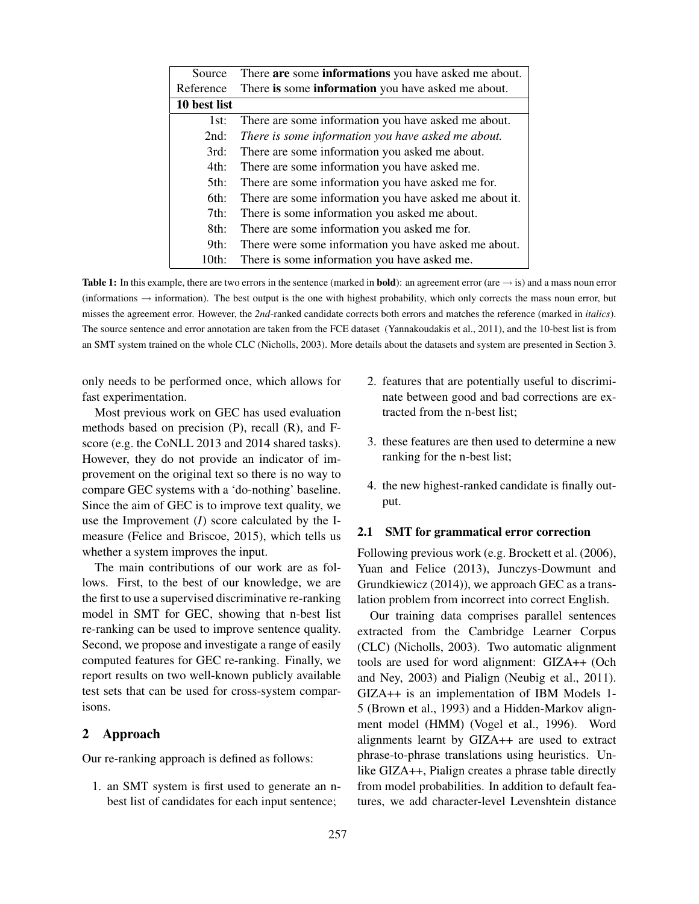| Source | There **are** some **informations** you have asked me about. |
|---|---|
| Reference | There **is** some **information** you have asked me about. |
| **10 best list** | |
| 1st: | There are some information you have asked me about. |
| 2nd: | *There is some information you have asked me about.* |
| 3rd: | There are some information you asked me about. |
| 4th: | There are some information you have asked me. |
| 5th: | There are some information you have asked me for. |
| 6th: | There are some information you have asked me about it. |
| 7th: | There is some information you asked me about. |
| 8th: | There are some information you asked me for. |
| 9th: | There were some information you have asked me about. |
| 10th: | There is some information you have asked me. |

**Table 1:** In this example, there are two errors in the sentence (marked in **bold**): an agreement error (are → is) and a mass noun error (informations → information). The best output is the one with highest probability, which only corrects the mass noun error, but misses the agreement error. However, the *2nd*-ranked candidate corrects both errors and matches the reference (marked in *italics*). The source sentence and error annotation are taken from the FCE dataset (Yannakoudakis et al., 2011), and the 10-best list is from an SMT system trained on the whole CLC (Nicholls, 2003). More details about the datasets and system are presented in Section 3.

only needs to be performed once, which allows for fast experimentation.

Most previous work on GEC has used evaluation methods based on precision (P), recall (R), and F-score (e.g. the CoNLL 2013 and 2014 shared tasks). However, they do not provide an indicator of improvement on the original text so there is no way to compare GEC systems with a 'do-nothing' baseline. Since the aim of GEC is to improve text quality, we use the Improvement (*I*) score calculated by the I-measure (Felice and Briscoe, 2015), which tells us whether a system improves the input.

The main contributions of our work are as follows. First, to the best of our knowledge, we are the first to use a supervised discriminative re-ranking model in SMT for GEC, showing that n-best list re-ranking can be used to improve sentence quality. Second, we propose and investigate a range of easily computed features for GEC re-ranking. Finally, we report results on two well-known publicly available test sets that can be used for cross-system comparisons.

## 2 Approach

Our re-ranking approach is defined as follows:

1. an SMT system is first used to generate an n-best list of candidates for each input sentence;
2. features that are potentially useful to discriminate between good and bad corrections are extracted from the n-best list;
3. these features are then used to determine a new ranking for the n-best list;
4. the new highest-ranked candidate is finally output.

### 2.1 SMT for grammatical error correction

Following previous work (e.g. Brockett et al. (2006), Yuan and Felice (2013), Junczys-Dowmunt and Grundkiewicz (2014)), we approach GEC as a translation problem from incorrect into correct English.

Our training data comprises parallel sentences extracted from the Cambridge Learner Corpus (CLC) (Nicholls, 2003). Two automatic alignment tools are used for word alignment: GIZA++ (Och and Ney, 2003) and Pialign (Neubig et al., 2011). GIZA++ is an implementation of IBM Models 1-5 (Brown et al., 1993) and a Hidden-Markov alignment model (HMM) (Vogel et al., 1996). Word alignments learnt by GIZA++ are used to extract phrase-to-phrase translations using heuristics. Unlike GIZA++, Pialign creates a phrase table directly from model probabilities. In addition to default features, we add character-level Levenshtein distance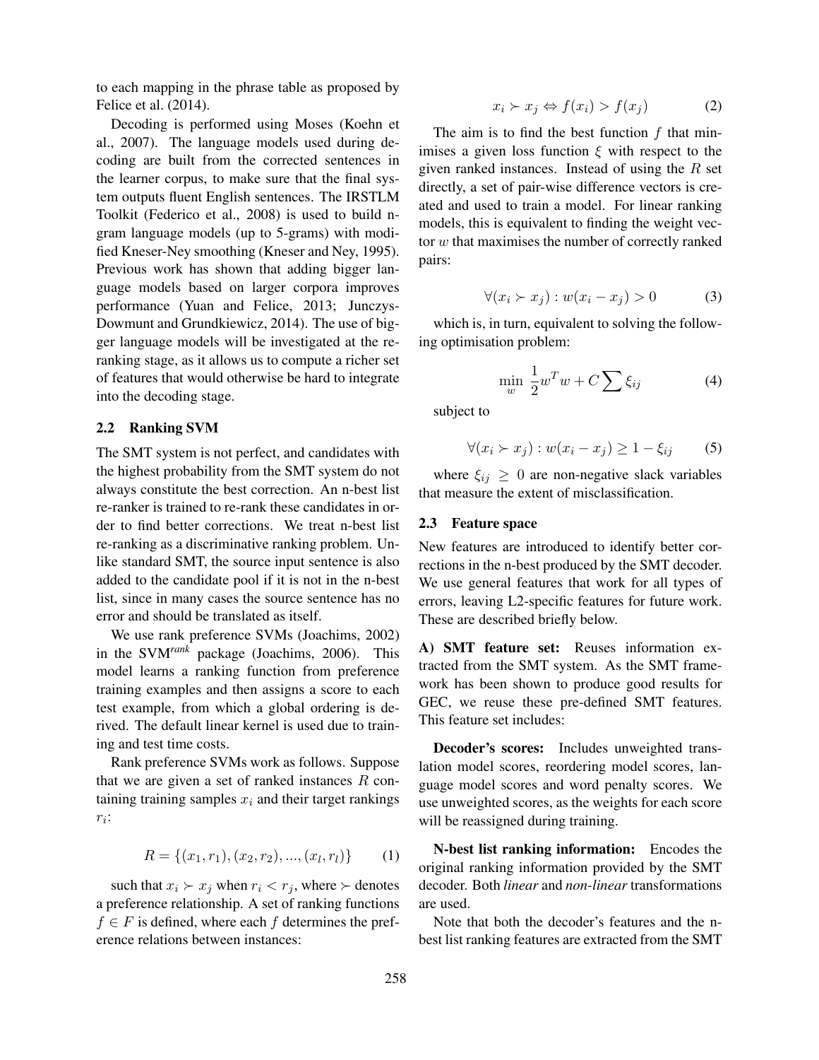to each mapping in the phrase table as proposed by Felice et al. (2014).

Decoding is performed using Moses (Koehn et al., 2007). The language models used during decoding are built from the corrected sentences in the learner corpus, to make sure that the final system outputs fluent English sentences. The IRSTLM Toolkit (Federico et al., 2008) is used to build n-gram language models (up to 5-grams) with modified Kneser-Ney smoothing (Kneser and Ney, 1995). Previous work has shown that adding bigger language models based on larger corpora improves performance (Yuan and Felice, 2013; Junczys-Dowmunt and Grundkiewicz, 2014). The use of bigger language models will be investigated at the re-ranking stage, as it allows us to compute a richer set of features that would otherwise be hard to integrate into the decoding stage.

### 2.2 Ranking SVM

The SMT system is not perfect, and candidates with the highest probability from the SMT system do not always constitute the best correction. An n-best list re-ranker is trained to re-rank these candidates in order to find better corrections. We treat n-best list re-ranking as a discriminative ranking problem. Unlike standard SMT, the source input sentence is also added to the candidate pool if it is not in the n-best list, since in many cases the source sentence has no error and should be translated as itself.

We use rank preference SVMs (Joachims, 2002) in the SVM*rank* package (Joachims, 2006). This model learns a ranking function from preference training examples and then assigns a score to each test example, from which a global ordering is derived. The default linear kernel is used due to training and test time costs.

Rank preference SVMs work as follows. Suppose that we are given a set of ranked instances $R$ containing training samples $x_i$ and their target rankings $r_i$:

$$R = \{(x_1, r_1), (x_2, r_2), ..., (x_l, r_l)\} \quad (1)$$

such that $x_i \succ x_j$ when $r_i < r_j$, where $\succ$ denotes a preference relationship. A set of ranking functions $f \in F$ is defined, where each $f$ determines the preference relations between instances:

$$x_i \succ x_j \Leftrightarrow f(x_i) > f(x_j) \quad (2)$$

The aim is to find the best function $f$ that minimises a given loss function $\xi$ with respect to the given ranked instances. Instead of using the $R$ set directly, a set of pair-wise difference vectors is created and used to train a model. For linear ranking models, this is equivalent to finding the weight vector $w$ that maximises the number of correctly ranked pairs:

$$\forall (x_i \succ x_j) : w(x_i - x_j) > 0 \quad (3)$$

which is, in turn, equivalent to solving the following optimisation problem:

$$\min_{w} \frac{1}{2} w^T w + C \sum \xi_{ij} \quad (4)$$

subject to

$$\forall (x_i \succ x_j) : w(x_i - x_j) \geq 1 - \xi_{ij} \quad (5)$$

where $\xi_{ij} \geq 0$ are non-negative slack variables that measure the extent of misclassification.

### 2.3 Feature space

New features are introduced to identify better corrections in the n-best produced by the SMT decoder. We use general features that work for all types of errors, leaving L2-specific features for future work. These are described briefly below.

**A) SMT feature set:** Reuses information extracted from the SMT system. As the SMT framework has been shown to produce good results for GEC, we reuse these pre-defined SMT features. This feature set includes:

**Decoder's scores:** Includes unweighted translation model scores, reordering model scores, language model scores and word penalty scores. We use unweighted scores, as the weights for each score will be reassigned during training.

**N-best list ranking information:** Encodes the original ranking information provided by the SMT decoder. Both *linear* and *non-linear* transformations are used.

Note that both the decoder's features and the n-best list ranking features are extracted from the SMT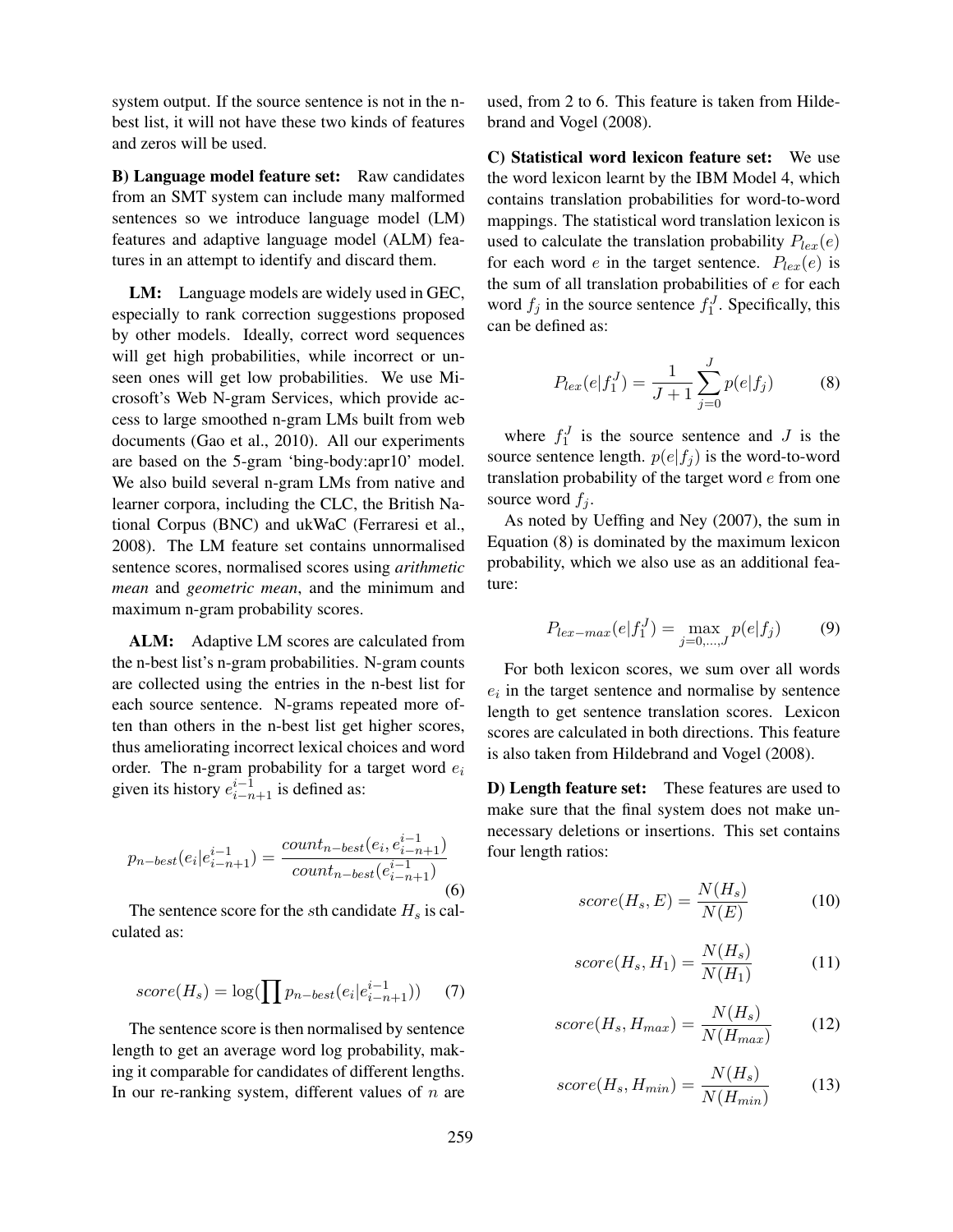system output. If the source sentence is not in the n-best list, it will not have these two kinds of features and zeros will be used.

**B) Language model feature set:** Raw candidates from an SMT system can include many malformed sentences so we introduce language model (LM) features and adaptive language model (ALM) features in an attempt to identify and discard them.

**LM:** Language models are widely used in GEC, especially to rank correction suggestions proposed by other models. Ideally, correct word sequences will get high probabilities, while incorrect or unseen ones will get low probabilities. We use Microsoft's Web N-gram Services, which provide access to large smoothed n-gram LMs built from web documents (Gao et al., 2010). All our experiments are based on the 5-gram 'bing-body:apr10' model. We also build several n-gram LMs from native and learner corpora, including the CLC, the British National Corpus (BNC) and ukWaC (Ferraresi et al., 2008). The LM feature set contains unnormalised sentence scores, normalised scores using *arithmetic mean* and *geometric mean*, and the minimum and maximum n-gram probability scores.

**ALM:** Adaptive LM scores are calculated from the n-best list's n-gram probabilities. N-gram counts are collected using the entries in the n-best list for each source sentence. N-grams repeated more often than others in the n-best list get higher scores, thus ameliorating incorrect lexical choices and word order. The n-gram probability for a target word $e_i$ given its history $e_{i-n+1}^{i-1}$ is defined as:

$$p_{n-best}(e_i|e_{i-n+1}^{i-1}) = \frac{count_{n-best}(e_i, e_{i-n+1}^{i-1})}{count_{n-best}(e_{i-n+1}^{i-1})} \quad (6)$$

The sentence score for the $s$th candidate $H_s$ is calculated as:

$$score(H_s) = \log(\prod p_{n-best}(e_i|e_{i-n+1}^{i-1})) \quad (7)$$

The sentence score is then normalised by sentence length to get an average word log probability, making it comparable for candidates of different lengths. In our re-ranking system, different values of $n$ are used, from 2 to 6. This feature is taken from Hildebrand and Vogel (2008).

**C) Statistical word lexicon feature set:** We use the word lexicon learnt by the IBM Model 4, which contains translation probabilities for word-to-word mappings. The statistical word translation lexicon is used to calculate the translation probability $P_{lex}(e)$ for each word $e$ in the target sentence. $P_{lex}(e)$ is the sum of all translation probabilities of $e$ for each word $f_j$ in the source sentence $f_1^J$. Specifically, this can be defined as:

$$P_{lex}(e|f_1^J) = \frac{1}{J+1}\sum_{j=0}^{J} p(e|f_j) \quad (8)$$

where $f_1^J$ is the source sentence and $J$ is the source sentence length. $p(e|f_j)$ is the word-to-word translation probability of the target word $e$ from one source word $f_j$.

As noted by Ueffing and Ney (2007), the sum in Equation (8) is dominated by the maximum lexicon probability, which we also use as an additional feature:

$$P_{lex-max}(e|f_1^J) = \max_{j=0,\ldots,J} p(e|f_j) \quad (9)$$

For both lexicon scores, we sum over all words $e_i$ in the target sentence and normalise by sentence length to get sentence translation scores. Lexicon scores are calculated in both directions. This feature is also taken from Hildebrand and Vogel (2008).

**D) Length feature set:** These features are used to make sure that the final system does not make unnecessary deletions or insertions. This set contains four length ratios:

$$score(H_s, E) = \frac{N(H_s)}{N(E)} \quad (10)$$

$$score(H_s, H_1) = \frac{N(H_s)}{N(H_1)} \quad (11)$$

$$score(H_s, H_{max}) = \frac{N(H_s)}{N(H_{max})} \quad (12)$$

$$score(H_s, H_{min}) = \frac{N(H_s)}{N(H_{min})} \quad (13)$$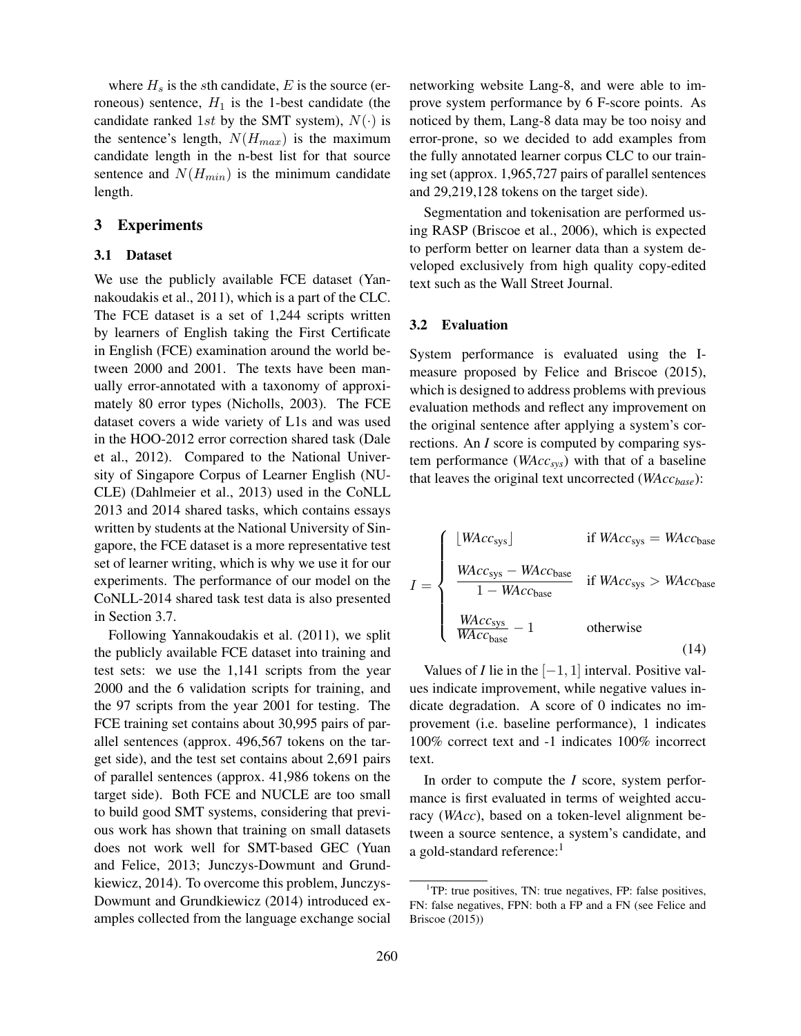where $H_s$ is the $s$th candidate, $E$ is the source (erroneous) sentence, $H_1$ is the 1-best candidate (the candidate ranked $1st$ by the SMT system), $N(\cdot)$ is the sentence's length, $N(H_{max})$ is the maximum candidate length in the n-best list for that source sentence and $N(H_{min})$ is the minimum candidate length.

## 3 Experiments

### 3.1 Dataset

We use the publicly available FCE dataset (Yannakoudakis et al., 2011), which is a part of the CLC. The FCE dataset is a set of 1,244 scripts written by learners of English taking the First Certificate in English (FCE) examination around the world between 2000 and 2001. The texts have been manually error-annotated with a taxonomy of approximately 80 error types (Nicholls, 2003). The FCE dataset covers a wide variety of L1s and was used in the HOO-2012 error correction shared task (Dale et al., 2012). Compared to the National University of Singapore Corpus of Learner English (NUCLE) (Dahlmeier et al., 2013) used in the CoNLL 2013 and 2014 shared tasks, which contains essays written by students at the National University of Singapore, the FCE dataset is a more representative test set of learner writing, which is why we use it for our experiments. The performance of our model on the CoNLL-2014 shared task test data is also presented in Section 3.7.

Following Yannakoudakis et al. (2011), we split the publicly available FCE dataset into training and test sets: we use the 1,141 scripts from the year 2000 and the 6 validation scripts for training, and the 97 scripts from the year 2001 for testing. The FCE training set contains about 30,995 pairs of parallel sentences (approx. 496,567 tokens on the target side), and the test set contains about 2,691 pairs of parallel sentences (approx. 41,986 tokens on the target side). Both FCE and NUCLE are too small to build good SMT systems, considering that previous work has shown that training on small datasets does not work well for SMT-based GEC (Yuan and Felice, 2013; Junczys-Dowmunt and Grundkiewicz, 2014). To overcome this problem, Junczys-Dowmunt and Grundkiewicz (2014) introduced examples collected from the language exchange social networking website Lang-8, and were able to improve system performance by 6 F-score points. As noticed by them, Lang-8 data may be too noisy and error-prone, so we decided to add examples from the fully annotated learner corpus CLC to our training set (approx. 1,965,727 pairs of parallel sentences and 29,219,128 tokens on the target side).

Segmentation and tokenisation are performed using RASP (Briscoe et al., 2006), which is expected to perform better on learner data than a system developed exclusively from high quality copy-edited text such as the Wall Street Journal.

### 3.2 Evaluation

System performance is evaluated using the I-measure proposed by Felice and Briscoe (2015), which is designed to address problems with previous evaluation methods and reflect any improvement on the original sentence after applying a system's corrections. An *I* score is computed by comparing system performance ($WAcc_{sys}$) with that of a baseline that leaves the original text uncorrected ($WAcc_{base}$):

$$I = \begin{cases} \lfloor WAcc_{\text{sys}} \rfloor & \text{if } WAcc_{\text{sys}} = WAcc_{\text{base}} \\ \dfrac{WAcc_{\text{sys}} - WAcc_{\text{base}}}{1 - WAcc_{\text{base}}} & \text{if } WAcc_{\text{sys}} > WAcc_{\text{base}} \\ \dfrac{WAcc_{\text{sys}}}{WAcc_{\text{base}}} - 1 & \text{otherwise} \end{cases} \tag{14}$$

Values of *I* lie in the $[-1, 1]$ interval. Positive values indicate improvement, while negative values indicate degradation. A score of 0 indicates no improvement (i.e. baseline performance), 1 indicates 100% correct text and -1 indicates 100% incorrect text.

In order to compute the *I* score, system performance is first evaluated in terms of weighted accuracy (*WAcc*), based on a token-level alignment between a source sentence, a system's candidate, and a gold-standard reference:[1]

[1] TP: true positives, TN: true negatives, FP: false positives, FN: false negatives, FPN: both a FP and a FN (see Felice and Briscoe (2015))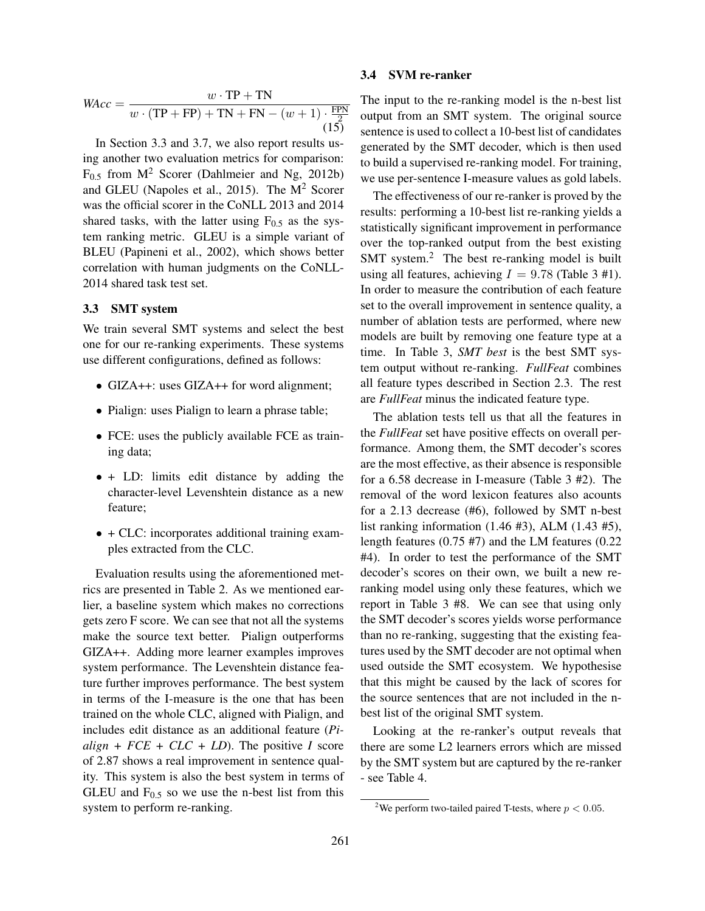$$WAcc = \frac{w \cdot \text{TP} + \text{TN}}{w \cdot (\text{TP} + \text{FP}) + \text{TN} + \text{FN} - (w+1) \cdot \frac{\text{FPN}}{2}} \quad (15)$$

In Section 3.3 and 3.7, we also report results using another two evaluation metrics for comparison: $F_{0.5}$ from $M^2$ Scorer (Dahlmeier and Ng, 2012b) and GLEU (Napoles et al., 2015). The $M^2$ Scorer was the official scorer in the CoNLL 2013 and 2014 shared tasks, with the latter using $F_{0.5}$ as the system ranking metric. GLEU is a simple variant of BLEU (Papineni et al., 2002), which shows better correlation with human judgments on the CoNLL-2014 shared task test set.

### 3.3 SMT system

We train several SMT systems and select the best one for our re-ranking experiments. These systems use different configurations, defined as follows:

- GIZA++: uses GIZA++ for word alignment;
- Pialign: uses Pialign to learn a phrase table;
- FCE: uses the publicly available FCE as training data;
- + LD: limits edit distance by adding the character-level Levenshtein distance as a new feature;
- + CLC: incorporates additional training examples extracted from the CLC.

Evaluation results using the aforementioned metrics are presented in Table 2. As we mentioned earlier, a baseline system which makes no corrections gets zero F score. We can see that not all the systems make the source text better. Pialign outperforms GIZA++. Adding more learner examples improves system performance. The Levenshtein distance feature further improves performance. The best system in terms of the I-measure is the one that has been trained on the whole CLC, aligned with Pialign, and includes edit distance as an additional feature (*Pialign + FCE + CLC + LD*). The positive *I* score of 2.87 shows a real improvement in sentence quality. This system is also the best system in terms of GLEU and $F_{0.5}$ so we use the n-best list from this system to perform re-ranking.

### 3.4 SVM re-ranker

The input to the re-ranking model is the n-best list output from an SMT system. The original source sentence is used to collect a 10-best list of candidates generated by the SMT decoder, which is then used to build a supervised re-ranking model. For training, we use per-sentence I-measure values as gold labels.

The effectiveness of our re-ranker is proved by the results: performing a 10-best list re-ranking yields a statistically significant improvement in performance over the top-ranked output from the best existing SMT system.[2] The best re-ranking model is built using all features, achieving $I = 9.78$ (Table 3 #1). In order to measure the contribution of each feature set to the overall improvement in sentence quality, a number of ablation tests are performed, where new models are built by removing one feature type at a time. In Table 3, *SMT best* is the best SMT system output without re-ranking. *FullFeat* combines all feature types described in Section 2.3. The rest are *FullFeat* minus the indicated feature type.

The ablation tests tell us that all the features in the *FullFeat* set have positive effects on overall performance. Among them, the SMT decoder's scores are the most effective, as their absence is responsible for a 6.58 decrease in I-measure (Table 3 #2). The removal of the word lexicon features also acounts for a 2.13 decrease (#6), followed by SMT n-best list ranking information (1.46 #3), ALM (1.43 #5), length features (0.75 #7) and the LM features (0.22 #4). In order to test the performance of the SMT decoder's scores on their own, we built a new re-ranking model using only these features, which we report in Table 3 #8. We can see that using only the SMT decoder's scores yields worse performance than no re-ranking, suggesting that the existing features used by the SMT decoder are not optimal when used outside the SMT ecosystem. We hypothesise that this might be caused by the lack of scores for the source sentences that are not included in the n-best list of the original SMT system.

Looking at the re-ranker's output reveals that there are some L2 learners errors which are missed by the SMT system but are captured by the re-ranker - see Table 4.

[2] We perform two-tailed paired T-tests, where $p < 0.05$.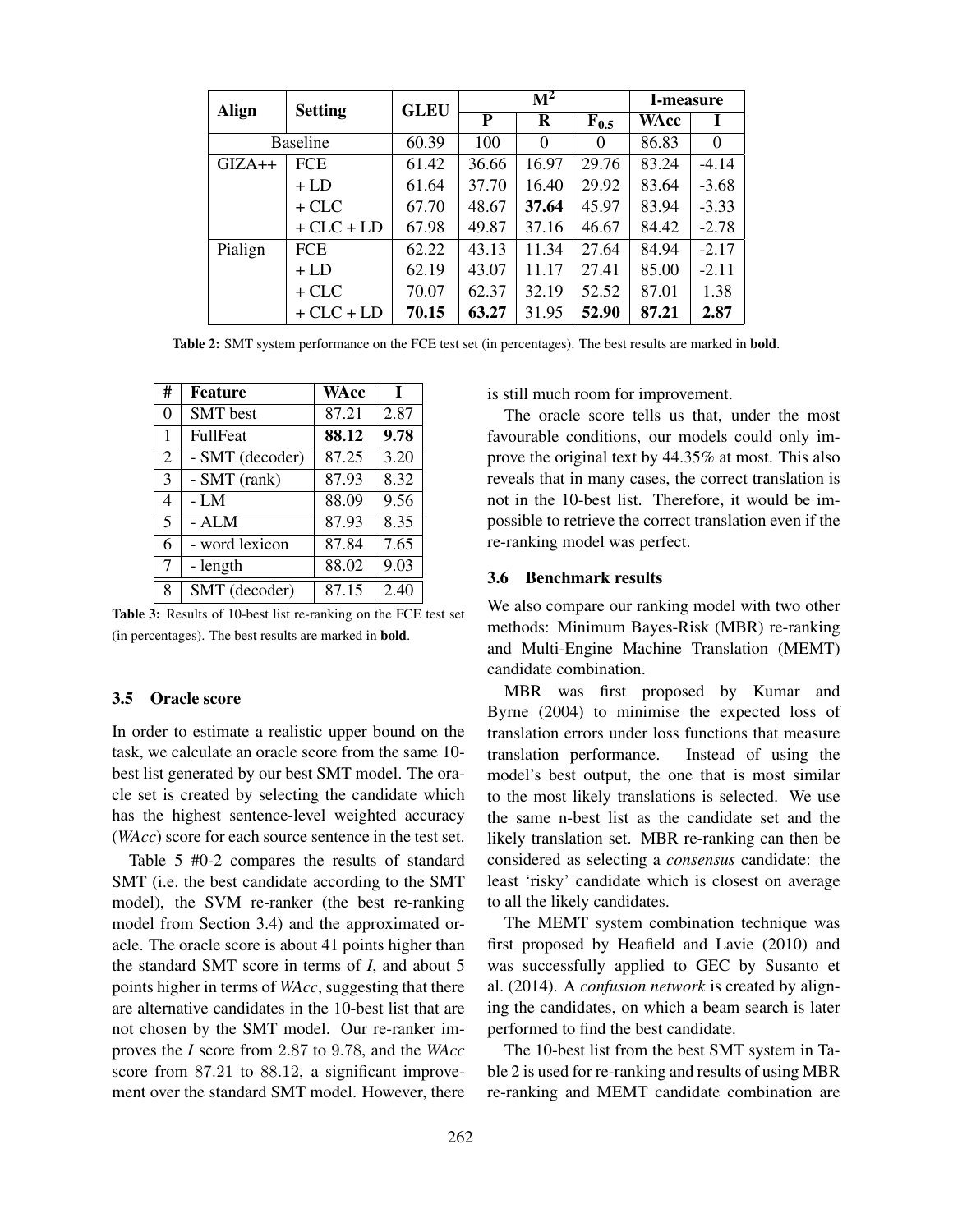| Align | Setting | GLEU | M² | | | I-measure | |
|---|---|---|---|---|---|---|---|
| | | | P | R | $F_{0.5}$ | WAcc | I |
| Baseline | | 60.39 | 100 | 0 | 0 | 86.83 | 0 |
| GIZA++ | FCE | 61.42 | 36.66 | 16.97 | 29.76 | 83.24 | -4.14 |
| | + LD | 61.64 | 37.70 | 16.40 | 29.92 | 83.64 | -3.68 |
| | + CLC | 67.70 | 48.67 | **37.64** | 45.97 | 83.94 | -3.33 |
| | + CLC + LD | 67.98 | 49.87 | 37.16 | 46.67 | 84.42 | -2.78 |
| Pialign | FCE | 62.22 | 43.13 | 11.34 | 27.64 | 84.94 | -2.17 |
| | + LD | 62.19 | 43.07 | 11.17 | 27.41 | 85.00 | -2.11 |
| | + CLC | 70.07 | 62.37 | 32.19 | 52.52 | 87.01 | 1.38 |
| | + CLC + LD | **70.15** | **63.27** | 31.95 | **52.90** | **87.21** | **2.87** |

**Table 2:** SMT system performance on the FCE test set (in percentages). The best results are marked in **bold**.

| # | Feature | WAcc | I |
|---|---|---|---|
| 0 | SMT best | 87.21 | 2.87 |
| 1 | FullFeat | **88.12** | **9.78** |
| 2 | - SMT (decoder) | 87.25 | 3.20 |
| 3 | - SMT (rank) | 87.93 | 8.32 |
| 4 | - LM | 88.09 | 9.56 |
| 5 | - ALM | 87.93 | 8.35 |
| 6 | - word lexicon | 87.84 | 7.65 |
| 7 | - length | 88.02 | 9.03 |
| 8 | SMT (decoder) | 87.15 | 2.40 |

**Table 3:** Results of 10-best list re-ranking on the FCE test set (in percentages). The best results are marked in **bold**.

### 3.5 Oracle score

In order to estimate a realistic upper bound on the task, we calculate an oracle score from the same 10-best list generated by our best SMT model. The oracle set is created by selecting the candidate which has the highest sentence-level weighted accuracy (*WAcc*) score for each source sentence in the test set.

Table 5 #0-2 compares the results of standard SMT (i.e. the best candidate according to the SMT model), the SVM re-ranker (the best re-ranking model from Section 3.4) and the approximated oracle. The oracle score is about 41 points higher than the standard SMT score in terms of *I*, and about 5 points higher in terms of *WAcc*, suggesting that there are alternative candidates in the 10-best list that are not chosen by the SMT model. Our re-ranker improves the *I* score from 2.87 to 9.78, and the *WAcc* score from 87.21 to 88.12, a significant improvement over the standard SMT model. However, there is still much room for improvement.

The oracle score tells us that, under the most favourable conditions, our models could only improve the original text by 44.35% at most. This also reveals that in many cases, the correct translation is not in the 10-best list. Therefore, it would be impossible to retrieve the correct translation even if the re-ranking model was perfect.

### 3.6 Benchmark results

We also compare our ranking model with two other methods: Minimum Bayes-Risk (MBR) re-ranking and Multi-Engine Machine Translation (MEMT) candidate combination.

MBR was first proposed by Kumar and Byrne (2004) to minimise the expected loss of translation errors under loss functions that measure translation performance. Instead of using the model's best output, the one that is most similar to the most likely translations is selected. We use the same n-best list as the candidate set and the likely translation set. MBR re-ranking can then be considered as selecting a *consensus* candidate: the least 'risky' candidate which is closest on average to all the likely candidates.

The MEMT system combination technique was first proposed by Heafield and Lavie (2010) and was successfully applied to GEC by Susanto et al. (2014). A *confusion network* is created by aligning the candidates, on which a beam search is later performed to find the best candidate.

The 10-best list from the best SMT system in Table 2 is used for re-ranking and results of using MBR re-ranking and MEMT candidate combination are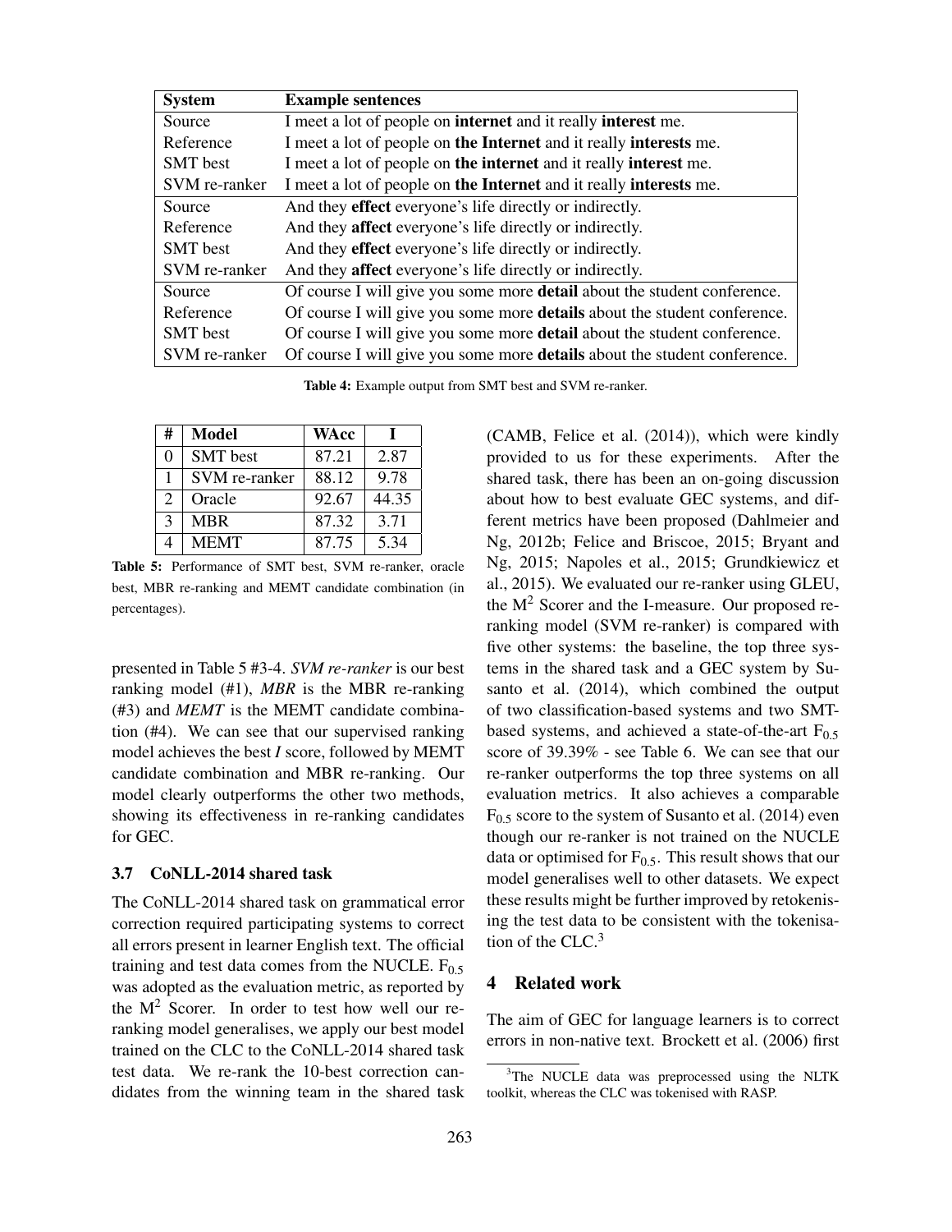| System | Example sentences |
|---|---|
| Source | I meet a lot of people on **internet** and it really **interest** me. |
| Reference | I meet a lot of people on **the Internet** and it really **interests** me. |
| SMT best | I meet a lot of people on **the internet** and it really **interest** me. |
| SVM re-ranker | I meet a lot of people on **the Internet** and it really **interests** me. |
| Source | And they **effect** everyone's life directly or indirectly. |
| Reference | And they **affect** everyone's life directly or indirectly. |
| SMT best | And they **effect** everyone's life directly or indirectly. |
| SVM re-ranker | And they **affect** everyone's life directly or indirectly. |
| Source | Of course I will give you some more **detail** about the student conference. |
| Reference | Of course I will give you some more **details** about the student conference. |
| SMT best | Of course I will give you some more **detail** about the student conference. |
| SVM re-ranker | Of course I will give you some more **details** about the student conference. |

**Table 4:** Example output from SMT best and SVM re-ranker.

| # | Model | WAcc | I |
|---|---|---|---|
| 0 | SMT best | 87.21 | 2.87 |
| 1 | SVM re-ranker | 88.12 | 9.78 |
| 2 | Oracle | 92.67 | 44.35 |
| 3 | MBR | 87.32 | 3.71 |
| 4 | MEMT | 87.75 | 5.34 |

**Table 5:** Performance of SMT best, SVM re-ranker, oracle best, MBR re-ranking and MEMT candidate combination (in percentages).

presented in Table 5 #3-4. *SVM re-ranker* is our best ranking model (#1), *MBR* is the MBR re-ranking (#3) and *MEMT* is the MEMT candidate combination (#4). We can see that our supervised ranking model achieves the best *I* score, followed by MEMT candidate combination and MBR re-ranking. Our model clearly outperforms the other two methods, showing its effectiveness in re-ranking candidates for GEC.

### 3.7 CoNLL-2014 shared task

The CoNLL-2014 shared task on grammatical error correction required participating systems to correct all errors present in learner English text. The official training and test data comes from the NUCLE. $F_{0.5}$ was adopted as the evaluation metric, as reported by the $M^2$ Scorer. In order to test how well our re-ranking model generalises, we apply our best model trained on the CLC to the CoNLL-2014 shared task test data. We re-rank the 10-best correction candidates from the winning team in the shared task (CAMB, Felice et al. (2014)), which were kindly provided to us for these experiments. After the shared task, there has been an on-going discussion about how to best evaluate GEC systems, and different metrics have been proposed (Dahlmeier and Ng, 2012b; Felice and Briscoe, 2015; Bryant and Ng, 2015; Napoles et al., 2015; Grundkiewicz et al., 2015). We evaluated our re-ranker using GLEU, the $M^2$ Scorer and the I-measure. Our proposed re-ranking model (SVM re-ranker) is compared with five other systems: the baseline, the top three systems in the shared task and a GEC system by Susanto et al. (2014), which combined the output of two classification-based systems and two SMT-based systems, and achieved a state-of-the-art $F_{0.5}$ score of 39.39% - see Table 6. We can see that our re-ranker outperforms the top three systems on all evaluation metrics. It also achieves a comparable $F_{0.5}$ score to the system of Susanto et al. (2014) even though our re-ranker is not trained on the NUCLE data or optimised for $F_{0.5}$. This result shows that our model generalises well to other datasets. We expect these results might be further improved by retokenising the test data to be consistent with the tokenisation of the CLC.[3]

## 4 Related work

The aim of GEC for language learners is to correct errors in non-native text. Brockett et al. (2006) first

[3] The NUCLE data was preprocessed using the NLTK toolkit, whereas the CLC was tokenised with RASP.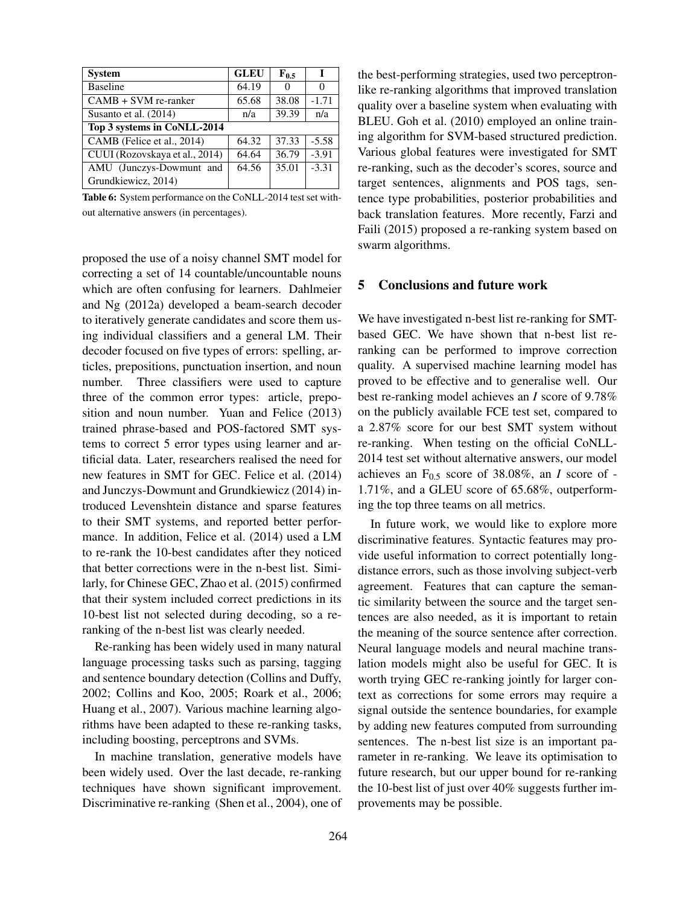| System | GLEU | $F_{0.5}$ | I |
|---|---|---|---|
| Baseline | 64.19 | 0 | 0 |
| CAMB + SVM re-ranker | 65.68 | 38.08 | -1.71 |
| Susanto et al. (2014) | n/a | 39.39 | n/a |
| **Top 3 systems in CoNLL-2014** | | | |
| CAMB (Felice et al., 2014) | 64.32 | 37.33 | -5.58 |
| CUUI (Rozovskaya et al., 2014) | 64.64 | 36.79 | -3.91 |
| AMU (Junczys-Dowmunt and Grundkiewicz, 2014) | 64.56 | 35.01 | -3.31 |

**Table 6:** System performance on the CoNLL-2014 test set without alternative answers (in percentages).

proposed the use of a noisy channel SMT model for correcting a set of 14 countable/uncountable nouns which are often confusing for learners. Dahlmeier and Ng (2012a) developed a beam-search decoder to iteratively generate candidates and score them using individual classifiers and a general LM. Their decoder focused on five types of errors: spelling, articles, prepositions, punctuation insertion, and noun number. Three classifiers were used to capture three of the common error types: article, preposition and noun number. Yuan and Felice (2013) trained phrase-based and POS-factored SMT systems to correct 5 error types using learner and artificial data. Later, researchers realised the need for new features in SMT for GEC. Felice et al. (2014) and Junczys-Dowmunt and Grundkiewicz (2014) introduced Levenshtein distance and sparse features to their SMT systems, and reported better performance. In addition, Felice et al. (2014) used a LM to re-rank the 10-best candidates after they noticed that better corrections were in the n-best list. Similarly, for Chinese GEC, Zhao et al. (2015) confirmed that their system included correct predictions in its 10-best list not selected during decoding, so a re-ranking of the n-best list was clearly needed.

Re-ranking has been widely used in many natural language processing tasks such as parsing, tagging and sentence boundary detection (Collins and Duffy, 2002; Collins and Koo, 2005; Roark et al., 2006; Huang et al., 2007). Various machine learning algorithms have been adapted to these re-ranking tasks, including boosting, perceptrons and SVMs.

In machine translation, generative models have been widely used. Over the last decade, re-ranking techniques have shown significant improvement. Discriminative re-ranking (Shen et al., 2004), one of the best-performing strategies, used two perceptron-like re-ranking algorithms that improved translation quality over a baseline system when evaluating with BLEU. Goh et al. (2010) employed an online training algorithm for SVM-based structured prediction. Various global features were investigated for SMT re-ranking, such as the decoder's scores, source and target sentences, alignments and POS tags, sentence type probabilities, posterior probabilities and back translation features. More recently, Farzi and Faili (2015) proposed a re-ranking system based on swarm algorithms.

## 5 Conclusions and future work

We have investigated n-best list re-ranking for SMT-based GEC. We have shown that n-best list re-ranking can be performed to improve correction quality. A supervised machine learning model has proved to be effective and to generalise well. Our best re-ranking model achieves an *I* score of 9.78% on the publicly available FCE test set, compared to a 2.87% score for our best SMT system without re-ranking. When testing on the official CoNLL-2014 test set without alternative answers, our model achieves an $F_{0.5}$ score of 38.08%, an *I* score of -1.71%, and a GLEU score of 65.68%, outperforming the top three teams on all metrics.

In future work, we would like to explore more discriminative features. Syntactic features may provide useful information to correct potentially long-distance errors, such as those involving subject-verb agreement. Features that can capture the semantic similarity between the source and the target sentences are also needed, as it is important to retain the meaning of the source sentence after correction. Neural language models and neural machine translation models might also be useful for GEC. It is worth trying GEC re-ranking jointly for larger context as corrections for some errors may require a signal outside the sentence boundaries, for example by adding new features computed from surrounding sentences. The n-best list size is an important parameter in re-ranking. We leave its optimisation to future research, but our upper bound for re-ranking the 10-best list of just over 40% suggests further improvements may be possible.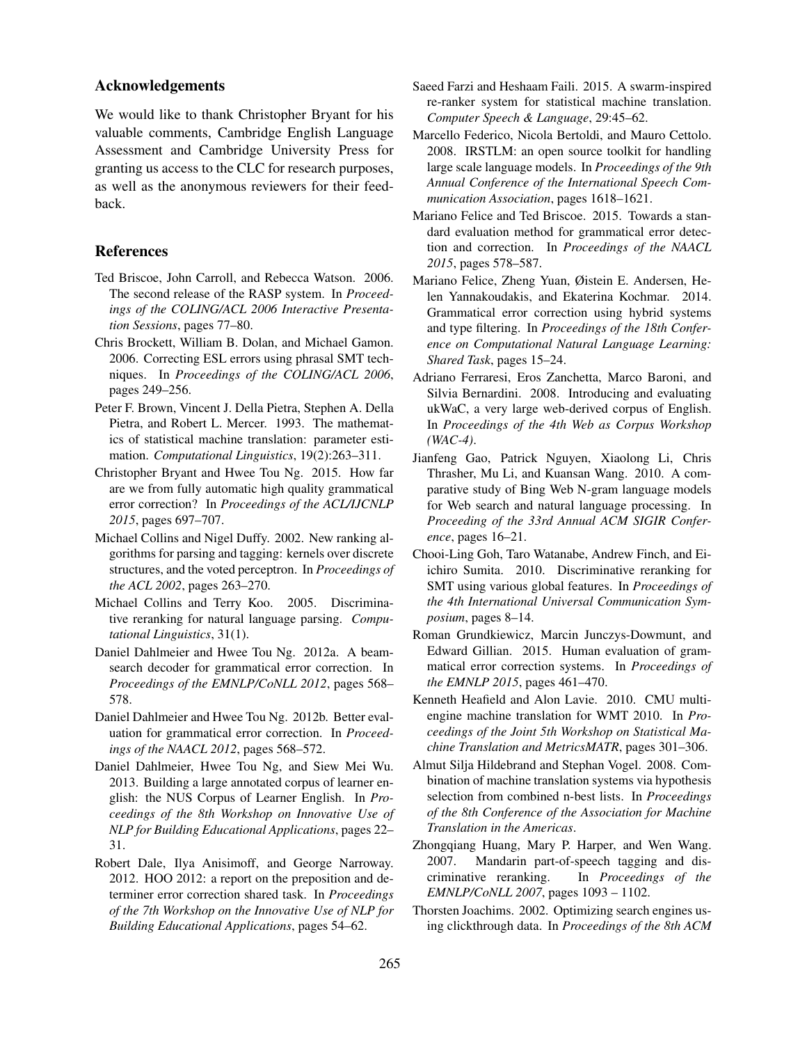## Acknowledgements

We would like to thank Christopher Bryant for his valuable comments, Cambridge English Language Assessment and Cambridge University Press for granting us access to the CLC for research purposes, as well as the anonymous reviewers for their feedback.

## References

Ted Briscoe, John Carroll, and Rebecca Watson. 2006. The second release of the RASP system. In *Proceedings of the COLING/ACL 2006 Interactive Presentation Sessions*, pages 77–80.

Chris Brockett, William B. Dolan, and Michael Gamon. 2006. Correcting ESL errors using phrasal SMT techniques. In *Proceedings of the COLING/ACL 2006*, pages 249–256.

Peter F. Brown, Vincent J. Della Pietra, Stephen A. Della Pietra, and Robert L. Mercer. 1993. The mathematics of statistical machine translation: parameter estimation. *Computational Linguistics*, 19(2):263–311.

Christopher Bryant and Hwee Tou Ng. 2015. How far are we from fully automatic high quality grammatical error correction? In *Proceedings of the ACL/IJCNLP 2015*, pages 697–707.

Michael Collins and Nigel Duffy. 2002. New ranking algorithms for parsing and tagging: kernels over discrete structures, and the voted perceptron. In *Proceedings of the ACL 2002*, pages 263–270.

Michael Collins and Terry Koo. 2005. Discriminative reranking for natural language parsing. *Computational Linguistics*, 31(1).

Daniel Dahlmeier and Hwee Tou Ng. 2012a. A beam-search decoder for grammatical error correction. In *Proceedings of the EMNLP/CoNLL 2012*, pages 568–578.

Daniel Dahlmeier and Hwee Tou Ng. 2012b. Better evaluation for grammatical error correction. In *Proceedings of the NAACL 2012*, pages 568–572.

Daniel Dahlmeier, Hwee Tou Ng, and Siew Mei Wu. 2013. Building a large annotated corpus of learner english: the NUS Corpus of Learner English. In *Proceedings of the 8th Workshop on Innovative Use of NLP for Building Educational Applications*, pages 22–31.

Robert Dale, Ilya Anisimoff, and George Narroway. 2012. HOO 2012: a report on the preposition and determiner error correction shared task. In *Proceedings of the 7th Workshop on the Innovative Use of NLP for Building Educational Applications*, pages 54–62.

Saeed Farzi and Heshaam Faili. 2015. A swarm-inspired re-ranker system for statistical machine translation. *Computer Speech & Language*, 29:45–62.

Marcello Federico, Nicola Bertoldi, and Mauro Cettolo. 2008. IRSTLM: an open source toolkit for handling large scale language models. In *Proceedings of the 9th Annual Conference of the International Speech Communication Association*, pages 1618–1621.

Mariano Felice and Ted Briscoe. 2015. Towards a standard evaluation method for grammatical error detection and correction. In *Proceedings of the NAACL 2015*, pages 578–587.

Mariano Felice, Zheng Yuan, Øistein E. Andersen, Helen Yannakoudakis, and Ekaterina Kochmar. 2014. Grammatical error correction using hybrid systems and type filtering. In *Proceedings of the 18th Conference on Computational Natural Language Learning: Shared Task*, pages 15–24.

Adriano Ferraresi, Eros Zanchetta, Marco Baroni, and Silvia Bernardini. 2008. Introducing and evaluating ukWaC, a very large web-derived corpus of English. In *Proceedings of the 4th Web as Corpus Workshop (WAC-4)*.

Jianfeng Gao, Patrick Nguyen, Xiaolong Li, Chris Thrasher, Mu Li, and Kuansan Wang. 2010. A comparative study of Bing Web N-gram language models for Web search and natural language processing. In *Proceeding of the 33rd Annual ACM SIGIR Conference*, pages 16–21.

Chooi-Ling Goh, Taro Watanabe, Andrew Finch, and Eiichiro Sumita. 2010. Discriminative reranking for SMT using various global features. In *Proceedings of the 4th International Universal Communication Symposium*, pages 8–14.

Roman Grundkiewicz, Marcin Junczys-Dowmunt, and Edward Gillian. 2015. Human evaluation of grammatical error correction systems. In *Proceedings of the EMNLP 2015*, pages 461–470.

Kenneth Heafield and Alon Lavie. 2010. CMU multi-engine machine translation for WMT 2010. In *Proceedings of the Joint 5th Workshop on Statistical Machine Translation and MetricsMATR*, pages 301–306.

Almut Silja Hildebrand and Stephan Vogel. 2008. Combination of machine translation systems via hypothesis selection from combined n-best lists. In *Proceedings of the 8th Conference of the Association for Machine Translation in the Americas*.

Zhongqiang Huang, Mary P. Harper, and Wen Wang. 2007. Mandarin part-of-speech tagging and discriminative reranking. In *Proceedings of the EMNLP/CoNLL 2007*, pages 1093 – 1102.

Thorsten Joachims. 2002. Optimizing search engines using clickthrough data. In *Proceedings of the 8th ACM*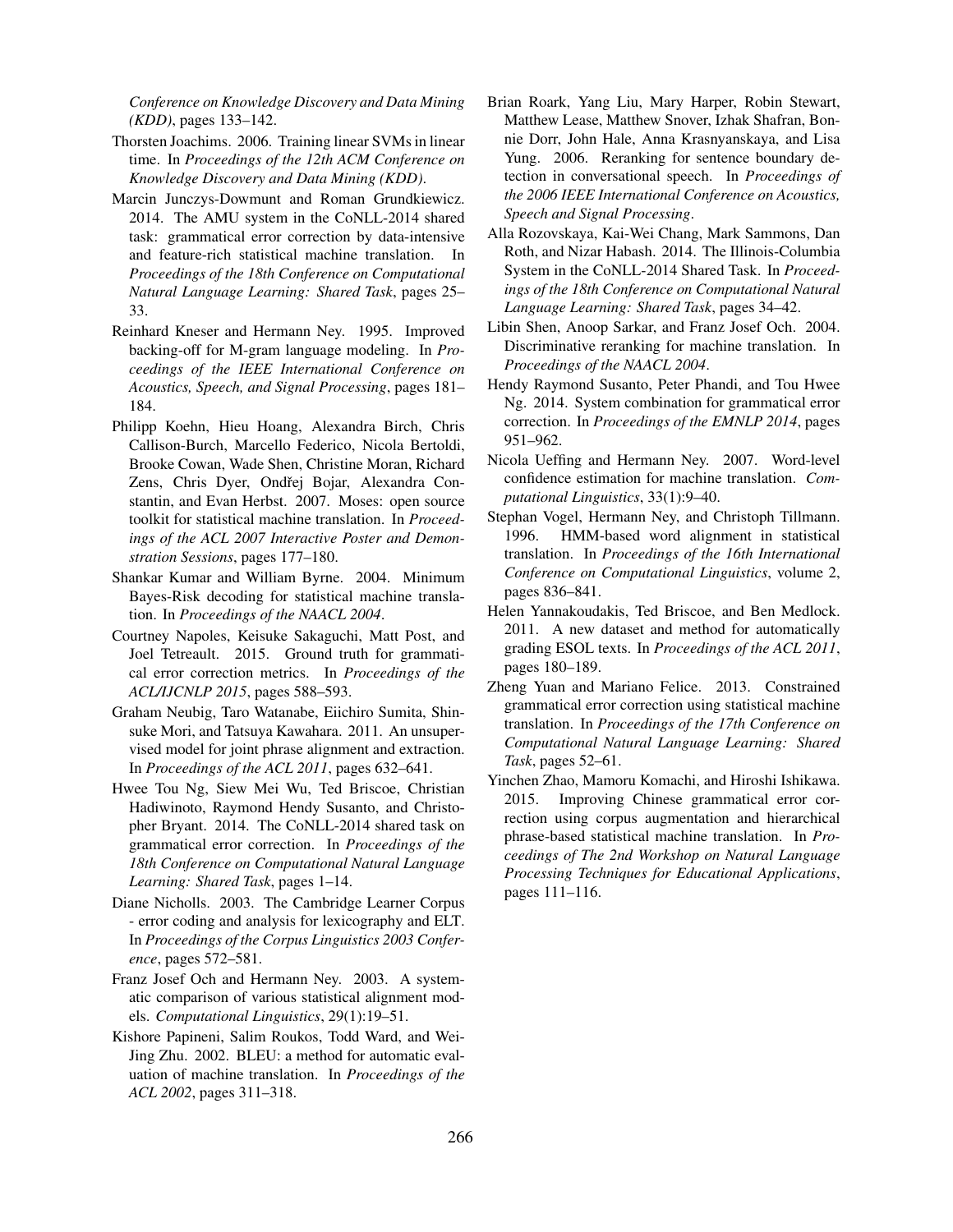*Conference on Knowledge Discovery and Data Mining (KDD)*, pages 133–142.

Thorsten Joachims. 2006. Training linear SVMs in linear time. In *Proceedings of the 12th ACM Conference on Knowledge Discovery and Data Mining (KDD)*.

Marcin Junczys-Dowmunt and Roman Grundkiewicz. 2014. The AMU system in the CoNLL-2014 shared task: grammatical error correction by data-intensive and feature-rich statistical machine translation. In *Proceedings of the 18th Conference on Computational Natural Language Learning: Shared Task*, pages 25–33.

Reinhard Kneser and Hermann Ney. 1995. Improved backing-off for M-gram language modeling. In *Proceedings of the IEEE International Conference on Acoustics, Speech, and Signal Processing*, pages 181–184.

Philipp Koehn, Hieu Hoang, Alexandra Birch, Chris Callison-Burch, Marcello Federico, Nicola Bertoldi, Brooke Cowan, Wade Shen, Christine Moran, Richard Zens, Chris Dyer, Ondřej Bojar, Alexandra Constantin, and Evan Herbst. 2007. Moses: open source toolkit for statistical machine translation. In *Proceedings of the ACL 2007 Interactive Poster and Demonstration Sessions*, pages 177–180.

Shankar Kumar and William Byrne. 2004. Minimum Bayes-Risk decoding for statistical machine translation. In *Proceedings of the NAACL 2004*.

Courtney Napoles, Keisuke Sakaguchi, Matt Post, and Joel Tetreault. 2015. Ground truth for grammatical error correction metrics. In *Proceedings of the ACL/IJCNLP 2015*, pages 588–593.

Graham Neubig, Taro Watanabe, Eiichiro Sumita, Shinsuke Mori, and Tatsuya Kawahara. 2011. An unsupervised model for joint phrase alignment and extraction. In *Proceedings of the ACL 2011*, pages 632–641.

Hwee Tou Ng, Siew Mei Wu, Ted Briscoe, Christian Hadiwinoto, Raymond Hendy Susanto, and Christopher Bryant. 2014. The CoNLL-2014 shared task on grammatical error correction. In *Proceedings of the 18th Conference on Computational Natural Language Learning: Shared Task*, pages 1–14.

Diane Nicholls. 2003. The Cambridge Learner Corpus - error coding and analysis for lexicography and ELT. In *Proceedings of the Corpus Linguistics 2003 Conference*, pages 572–581.

Franz Josef Och and Hermann Ney. 2003. A systematic comparison of various statistical alignment models. *Computational Linguistics*, 29(1):19–51.

Kishore Papineni, Salim Roukos, Todd Ward, and Wei-Jing Zhu. 2002. BLEU: a method for automatic evaluation of machine translation. In *Proceedings of the ACL 2002*, pages 311–318.

Brian Roark, Yang Liu, Mary Harper, Robin Stewart, Matthew Lease, Matthew Snover, Izhak Shafran, Bonnie Dorr, John Hale, Anna Krasnyanskaya, and Lisa Yung. 2006. Reranking for sentence boundary detection in conversational speech. In *Proceedings of the 2006 IEEE International Conference on Acoustics, Speech and Signal Processing*.

Alla Rozovskaya, Kai-Wei Chang, Mark Sammons, Dan Roth, and Nizar Habash. 2014. The Illinois-Columbia System in the CoNLL-2014 Shared Task. In *Proceedings of the 18th Conference on Computational Natural Language Learning: Shared Task*, pages 34–42.

Libin Shen, Anoop Sarkar, and Franz Josef Och. 2004. Discriminative reranking for machine translation. In *Proceedings of the NAACL 2004*.

Hendy Raymond Susanto, Peter Phandi, and Tou Hwee Ng. 2014. System combination for grammatical error correction. In *Proceedings of the EMNLP 2014*, pages 951–962.

Nicola Ueffing and Hermann Ney. 2007. Word-level confidence estimation for machine translation. *Computational Linguistics*, 33(1):9–40.

Stephan Vogel, Hermann Ney, and Christoph Tillmann. 1996. HMM-based word alignment in statistical translation. In *Proceedings of the 16th International Conference on Computational Linguistics*, volume 2, pages 836–841.

Helen Yannakoudakis, Ted Briscoe, and Ben Medlock. 2011. A new dataset and method for automatically grading ESOL texts. In *Proceedings of the ACL 2011*, pages 180–189.

Zheng Yuan and Mariano Felice. 2013. Constrained grammatical error correction using statistical machine translation. In *Proceedings of the 17th Conference on Computational Natural Language Learning: Shared Task*, pages 52–61.

Yinchen Zhao, Mamoru Komachi, and Hiroshi Ishikawa. 2015. Improving Chinese grammatical error correction using corpus augmentation and hierarchical phrase-based statistical machine translation. In *Proceedings of The 2nd Workshop on Natural Language Processing Techniques for Educational Applications*, pages 111–116.